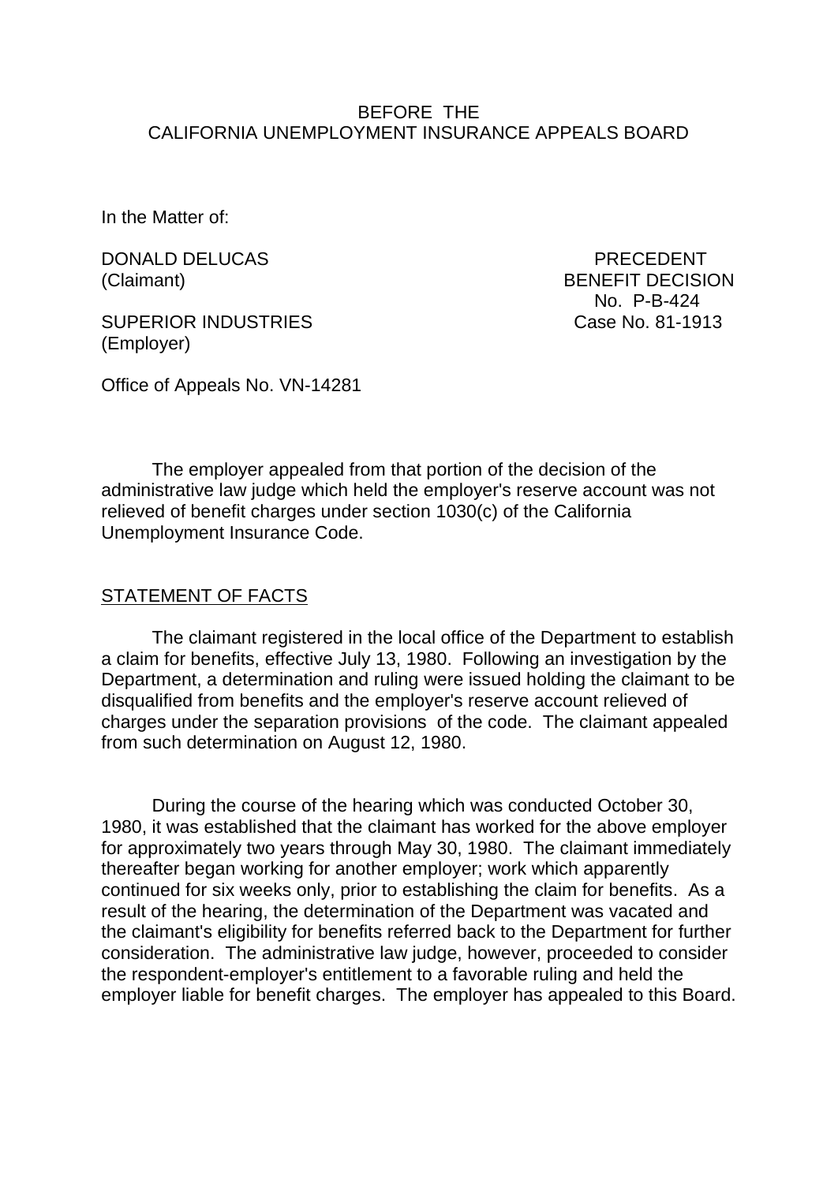BEFORE THE
CALIFORNIA UNEMPLOYMENT INSURANCE APPEALS BOARD

In the Matter of:

DONALD DELUCAS
(Claimant)

SUPERIOR INDUSTRIES
(Employer)

PRECEDENT
BENEFIT DECISION
No. P-B-424
Case No. 81-1913

Office of Appeals No. VN-14281

The employer appealed from that portion of the decision of the administrative law judge which held the employer's reserve account was not relieved of benefit charges under section 1030(c) of the California Unemployment Insurance Code.

## STATEMENT OF FACTS

The claimant registered in the local office of the Department to establish a claim for benefits, effective July 13, 1980. Following an investigation by the Department, a determination and ruling were issued holding the claimant to be disqualified from benefits and the employer's reserve account relieved of charges under the separation provisions of the code. The claimant appealed from such determination on August 12, 1980.

During the course of the hearing which was conducted October 30, 1980, it was established that the claimant has worked for the above employer for approximately two years through May 30, 1980. The claimant immediately thereafter began working for another employer; work which apparently continued for six weeks only, prior to establishing the claim for benefits. As a result of the hearing, the determination of the Department was vacated and the claimant's eligibility for benefits referred back to the Department for further consideration. The administrative law judge, however, proceeded to consider the respondent-employer's entitlement to a favorable ruling and held the employer liable for benefit charges. The employer has appealed to this Board.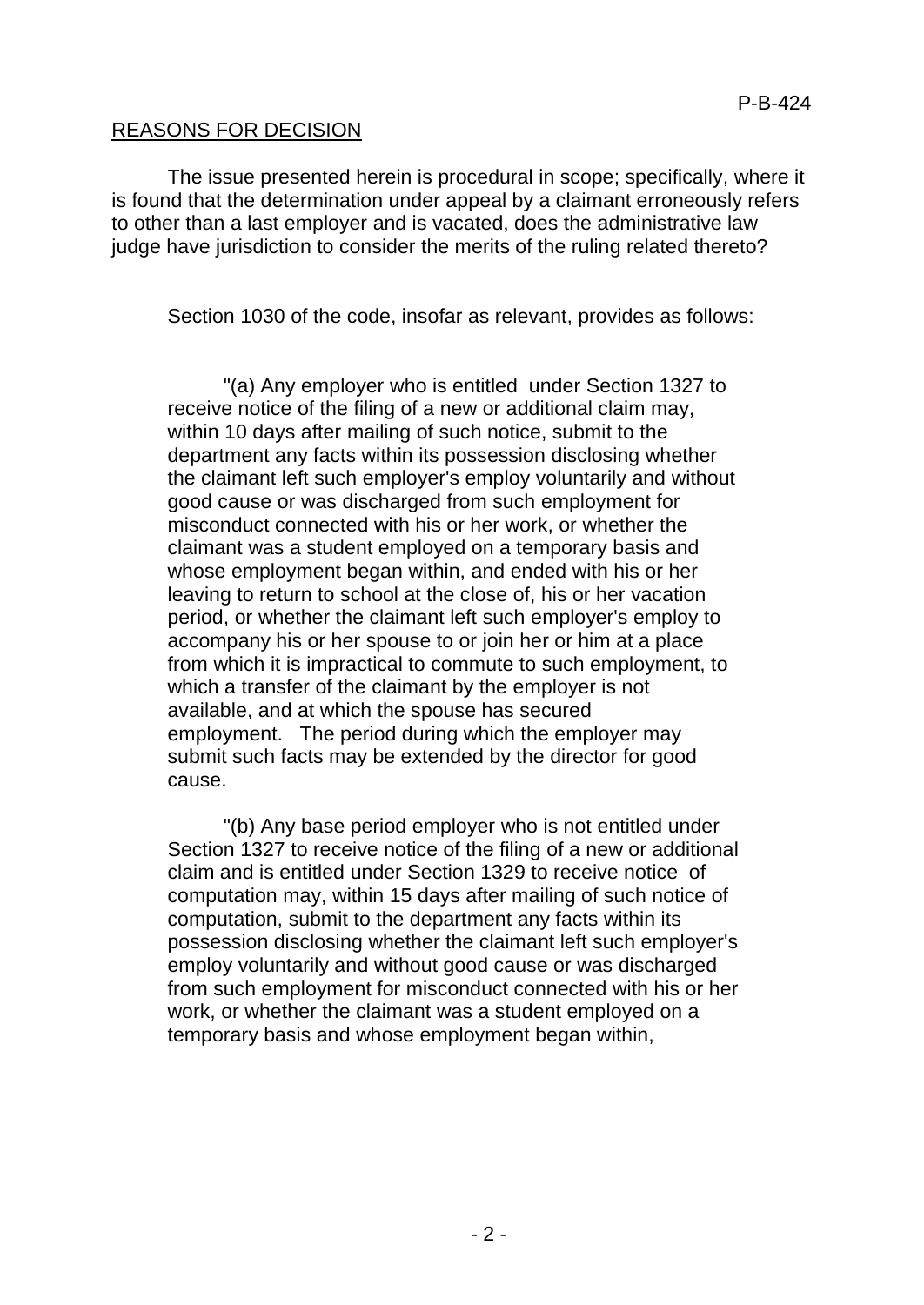## REASONS FOR DECISION

The issue presented herein is procedural in scope; specifically, where it is found that the determination under appeal by a claimant erroneously refers to other than a last employer and is vacated, does the administrative law judge have jurisdiction to consider the merits of the ruling related thereto?

Section 1030 of the code, insofar as relevant, provides as follows:

> "(a) Any employer who is entitled under Section 1327 to receive notice of the filing of a new or additional claim may, within 10 days after mailing of such notice, submit to the department any facts within its possession disclosing whether the claimant left such employer's employ voluntarily and without good cause or was discharged from such employment for misconduct connected with his or her work, or whether the claimant was a student employed on a temporary basis and whose employment began within, and ended with his or her leaving to return to school at the close of, his or her vacation period, or whether the claimant left such employer's employ to accompany his or her spouse to or join her or him at a place from which it is impractical to commute to such employment, to which a transfer of the claimant by the employer is not available, and at which the spouse has secured employment. The period during which the employer may submit such facts may be extended by the director for good cause.
>
> "(b) Any base period employer who is not entitled under Section 1327 to receive notice of the filing of a new or additional claim and is entitled under Section 1329 to receive notice of computation may, within 15 days after mailing of such notice of computation, submit to the department any facts within its possession disclosing whether the claimant left such employer's employ voluntarily and without good cause or was discharged from such employment for misconduct connected with his or her work, or whether the claimant was a student employed on a temporary basis and whose employment began within,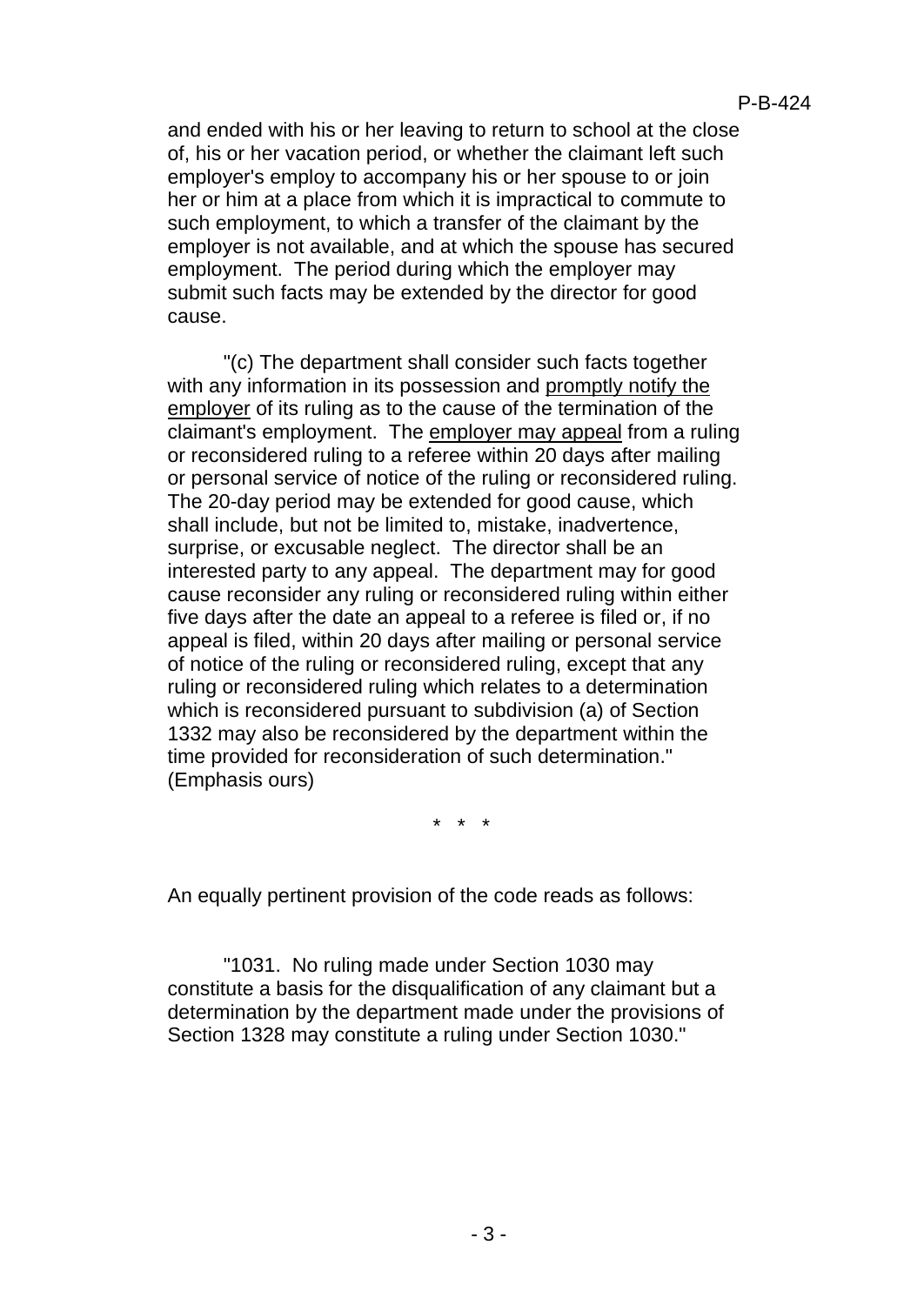and ended with his or her leaving to return to school at the close of, his or her vacation period, or whether the claimant left such employer's employ to accompany his or her spouse to or join her or him at a place from which it is impractical to commute to such employment, to which a transfer of the claimant by the employer is not available, and at which the spouse has secured employment. The period during which the employer may submit such facts may be extended by the director for good cause.

"(c) The department shall consider such facts together with any information in its possession and <u>promptly notify the employer</u> of its ruling as to the cause of the termination of the claimant's employment. The <u>employer may appeal</u> from a ruling or reconsidered ruling to a referee within 20 days after mailing or personal service of notice of the ruling or reconsidered ruling. The 20-day period may be extended for good cause, which shall include, but not be limited to, mistake, inadvertence, surprise, or excusable neglect. The director shall be an interested party to any appeal. The department may for good cause reconsider any ruling or reconsidered ruling within either five days after the date an appeal to a referee is filed or, if no appeal is filed, within 20 days after mailing or personal service of notice of the ruling or reconsidered ruling, except that any ruling or reconsidered ruling which relates to a determination which is reconsidered pursuant to subdivision (a) of Section 1332 may also be reconsidered by the department within the time provided for reconsideration of such determination." (Emphasis ours)

\* \* \*

An equally pertinent provision of the code reads as follows:

"1031. No ruling made under Section 1030 may constitute a basis for the disqualification of any claimant but a determination by the department made under the provisions of Section 1328 may constitute a ruling under Section 1030."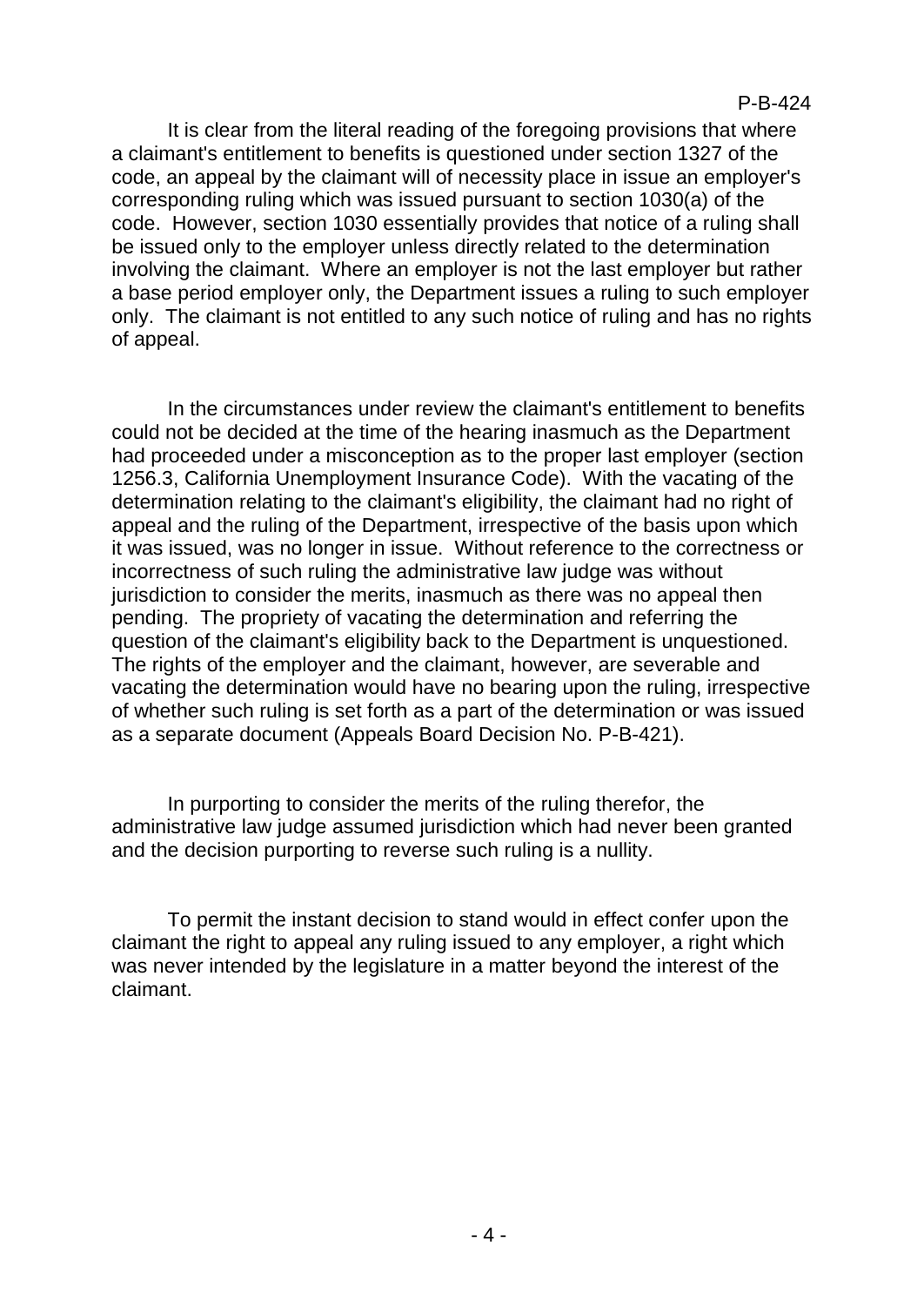It is clear from the literal reading of the foregoing provisions that where a claimant's entitlement to benefits is questioned under section 1327 of the code, an appeal by the claimant will of necessity place in issue an employer's corresponding ruling which was issued pursuant to section 1030(a) of the code. However, section 1030 essentially provides that notice of a ruling shall be issued only to the employer unless directly related to the determination involving the claimant. Where an employer is not the last employer but rather a base period employer only, the Department issues a ruling to such employer only. The claimant is not entitled to any such notice of ruling and has no rights of appeal.

In the circumstances under review the claimant's entitlement to benefits could not be decided at the time of the hearing inasmuch as the Department had proceeded under a misconception as to the proper last employer (section 1256.3, California Unemployment Insurance Code). With the vacating of the determination relating to the claimant's eligibility, the claimant had no right of appeal and the ruling of the Department, irrespective of the basis upon which it was issued, was no longer in issue. Without reference to the correctness or incorrectness of such ruling the administrative law judge was without jurisdiction to consider the merits, inasmuch as there was no appeal then pending. The propriety of vacating the determination and referring the question of the claimant's eligibility back to the Department is unquestioned. The rights of the employer and the claimant, however, are severable and vacating the determination would have no bearing upon the ruling, irrespective of whether such ruling is set forth as a part of the determination or was issued as a separate document (Appeals Board Decision No. P-B-421).

In purporting to consider the merits of the ruling therefor, the administrative law judge assumed jurisdiction which had never been granted and the decision purporting to reverse such ruling is a nullity.

To permit the instant decision to stand would in effect confer upon the claimant the right to appeal any ruling issued to any employer, a right which was never intended by the legislature in a matter beyond the interest of the claimant.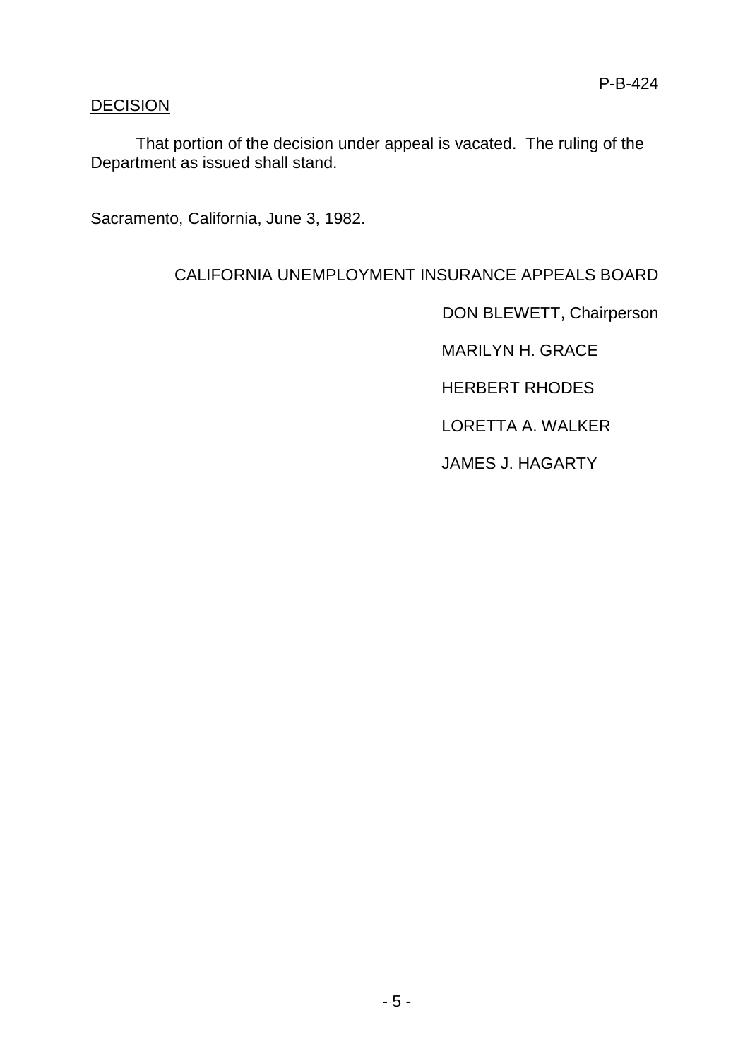P-B-424

DECISION

That portion of the decision under appeal is vacated. The ruling of the Department as issued shall stand.

Sacramento, California, June 3, 1982.

CALIFORNIA UNEMPLOYMENT INSURANCE APPEALS BOARD

DON BLEWETT, Chairperson

MARILYN H. GRACE

HERBERT RHODES

LORETTA A. WALKER

JAMES J. HAGARTY